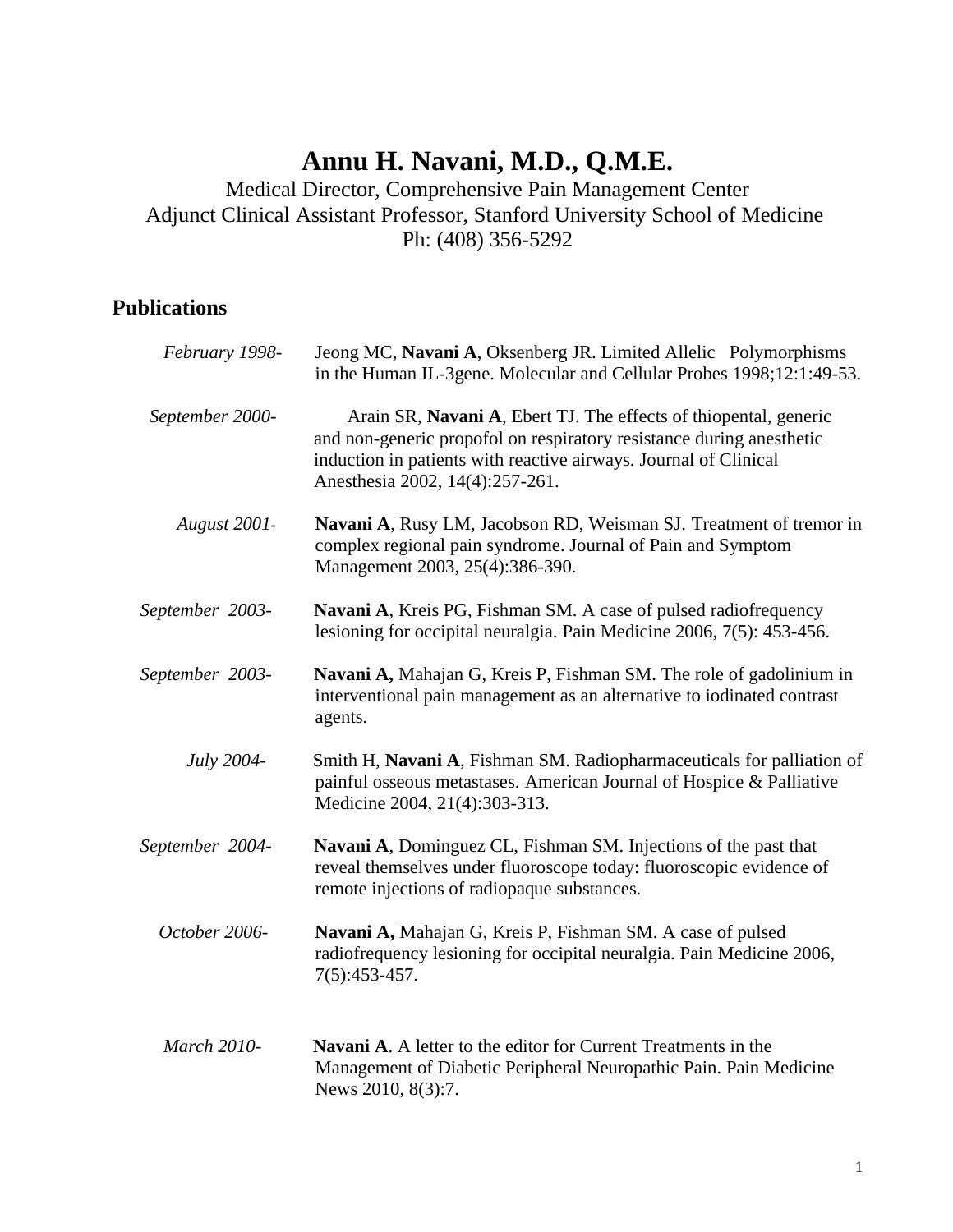# Annu H. Navani, M.D., Q.M.E.

Medical Director, Comprehensive Pain Management Center
Adjunct Clinical Assistant Professor, Stanford University School of Medicine
Ph: (408) 356-5292

## Publications

*February 1998-* Jeong MC, **Navani A**, Oksenberg JR. Limited Allelic Polymorphisms in the Human IL-3gene. Molecular and Cellular Probes 1998;12:1:49-53.

*September 2000-* Arain SR, **Navani A**, Ebert TJ. The effects of thiopental, generic and non-generic propofol on respiratory resistance during anesthetic induction in patients with reactive airways. Journal of Clinical Anesthesia 2002, 14(4):257-261.

*August 2001-* **Navani A**, Rusy LM, Jacobson RD, Weisman SJ. Treatment of tremor in complex regional pain syndrome. Journal of Pain and Symptom Management 2003, 25(4):386-390.

*September 2003-* **Navani A**, Kreis PG, Fishman SM. A case of pulsed radiofrequency lesioning for occipital neuralgia. Pain Medicine 2006, 7(5): 453-456.

*September 2003-* **Navani A,** Mahajan G, Kreis P, Fishman SM. The role of gadolinium in interventional pain management as an alternative to iodinated contrast agents.

*July 2004-* Smith H, **Navani A**, Fishman SM. Radiopharmaceuticals for palliation of painful osseous metastases. American Journal of Hospice & Palliative Medicine 2004, 21(4):303-313.

*September 2004-* **Navani A**, Dominguez CL, Fishman SM. Injections of the past that reveal themselves under fluoroscope today: fluoroscopic evidence of remote injections of radiopaque substances.

*October 2006-* **Navani A,** Mahajan G, Kreis P, Fishman SM. A case of pulsed radiofrequency lesioning for occipital neuralgia. Pain Medicine 2006, 7(5):453-457.

*March 2010-* **Navani A**. A letter to the editor for Current Treatments in the Management of Diabetic Peripheral Neuropathic Pain. Pain Medicine News 2010, 8(3):7.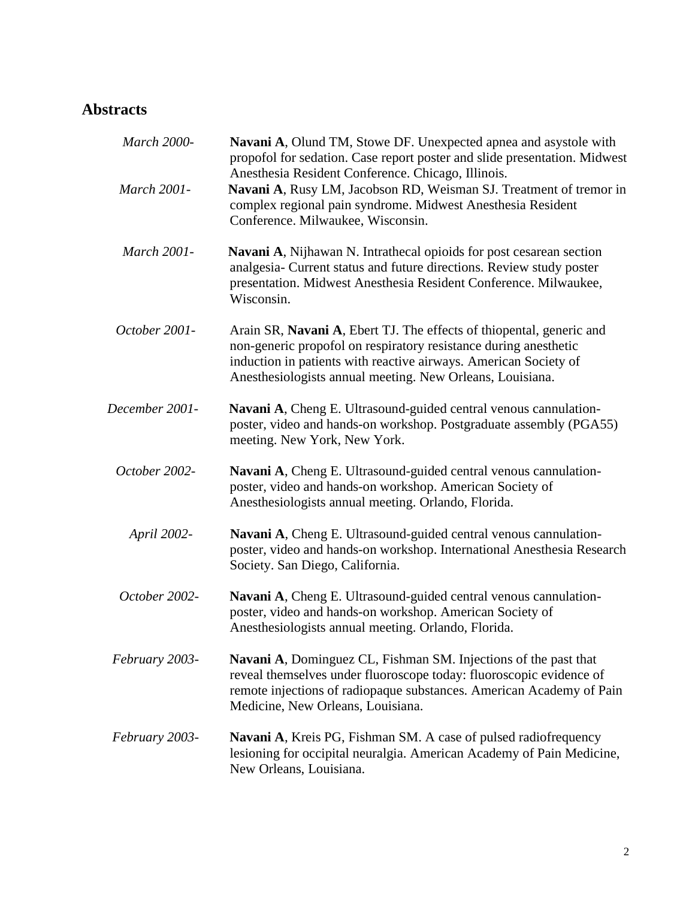## Abstracts

*March 2000-* **Navani A**, Olund TM, Stowe DF. Unexpected apnea and asystole with propofol for sedation. Case report poster and slide presentation. Midwest Anesthesia Resident Conference. Chicago, Illinois.

*March 2001-* **Navani A**, Rusy LM, Jacobson RD, Weisman SJ. Treatment of tremor in complex regional pain syndrome. Midwest Anesthesia Resident Conference. Milwaukee, Wisconsin.

*March 2001-* **Navani A**, Nijhawan N. Intrathecal opioids for post cesarean section analgesia- Current status and future directions. Review study poster presentation. Midwest Anesthesia Resident Conference. Milwaukee, Wisconsin.

*October 2001-* Arain SR, **Navani A**, Ebert TJ. The effects of thiopental, generic and non-generic propofol on respiratory resistance during anesthetic induction in patients with reactive airways. American Society of Anesthesiologists annual meeting. New Orleans, Louisiana.

*December 2001-* **Navani A**, Cheng E. Ultrasound-guided central venous cannulation- poster, video and hands-on workshop. Postgraduate assembly (PGA55) meeting. New York, New York.

*October 2002-* **Navani A**, Cheng E. Ultrasound-guided central venous cannulation- poster, video and hands-on workshop. American Society of Anesthesiologists annual meeting. Orlando, Florida.

*April 2002-* **Navani A**, Cheng E. Ultrasound-guided central venous cannulation- poster, video and hands-on workshop. International Anesthesia Research Society. San Diego, California.

*October 2002-* **Navani A**, Cheng E. Ultrasound-guided central venous cannulation- poster, video and hands-on workshop. American Society of Anesthesiologists annual meeting. Orlando, Florida.

*February 2003-* **Navani A**, Dominguez CL, Fishman SM. Injections of the past that reveal themselves under fluoroscope today: fluoroscopic evidence of remote injections of radiopaque substances. American Academy of Pain Medicine, New Orleans, Louisiana.

*February 2003-* **Navani A**, Kreis PG, Fishman SM. A case of pulsed radiofrequency lesioning for occipital neuralgia. American Academy of Pain Medicine, New Orleans, Louisiana.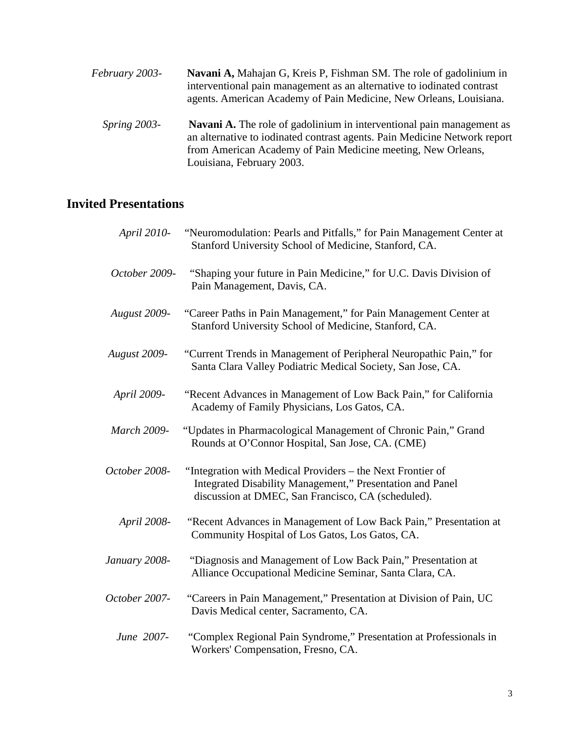*February 2003-* **Navani A,** Mahajan G, Kreis P, Fishman SM. The role of gadolinium in interventional pain management as an alternative to iodinated contrast agents. American Academy of Pain Medicine, New Orleans, Louisiana.

*Spring 2003-* **Navani A.** The role of gadolinium in interventional pain management as an alternative to iodinated contrast agents. Pain Medicine Network report from American Academy of Pain Medicine meeting, New Orleans, Louisiana, February 2003.

## Invited Presentations

*April 2010-* "Neuromodulation: Pearls and Pitfalls," for Pain Management Center at Stanford University School of Medicine, Stanford, CA.

*October 2009-* "Shaping your future in Pain Medicine," for U.C. Davis Division of Pain Management, Davis, CA.

*August 2009-* "Career Paths in Pain Management," for Pain Management Center at Stanford University School of Medicine, Stanford, CA.

*August 2009-* "Current Trends in Management of Peripheral Neuropathic Pain," for Santa Clara Valley Podiatric Medical Society, San Jose, CA.

*April 2009-* "Recent Advances in Management of Low Back Pain," for California Academy of Family Physicians, Los Gatos, CA.

*March 2009-* "Updates in Pharmacological Management of Chronic Pain," Grand Rounds at O'Connor Hospital, San Jose, CA. (CME)

*October 2008-* "Integration with Medical Providers – the Next Frontier of Integrated Disability Management," Presentation and Panel discussion at DMEC, San Francisco, CA (scheduled).

*April 2008-* "Recent Advances in Management of Low Back Pain," Presentation at Community Hospital of Los Gatos, Los Gatos, CA.

*January 2008-* "Diagnosis and Management of Low Back Pain," Presentation at Alliance Occupational Medicine Seminar, Santa Clara, CA.

*October 2007-* "Careers in Pain Management," Presentation at Division of Pain, UC Davis Medical center, Sacramento, CA.

*June 2007-* "Complex Regional Pain Syndrome," Presentation at Professionals in Workers' Compensation, Fresno, CA.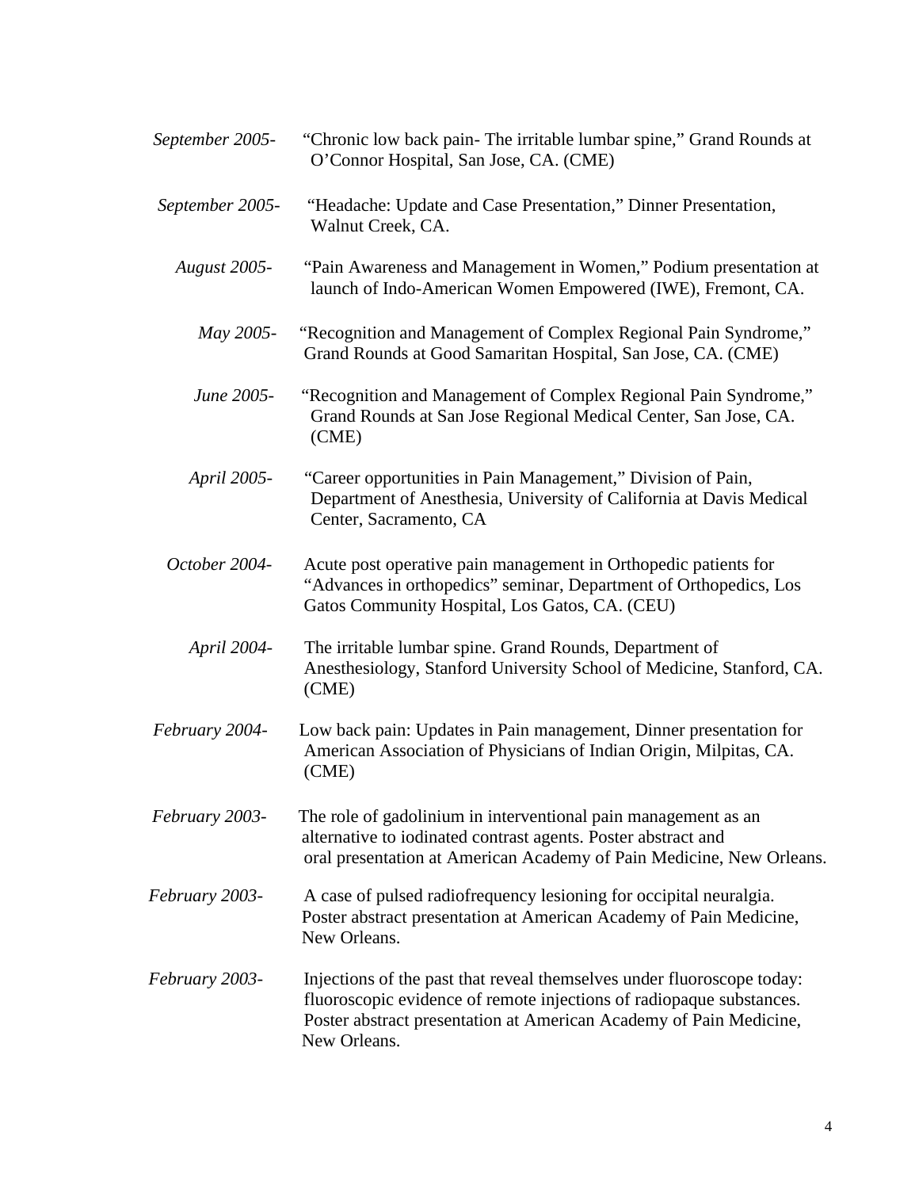*September 2005-* "Chronic low back pain- The irritable lumbar spine," Grand Rounds at O'Connor Hospital, San Jose, CA. (CME)

*September 2005-* "Headache: Update and Case Presentation," Dinner Presentation, Walnut Creek, CA.

*August 2005-* "Pain Awareness and Management in Women," Podium presentation at launch of Indo-American Women Empowered (IWE), Fremont, CA.

*May 2005-* "Recognition and Management of Complex Regional Pain Syndrome," Grand Rounds at Good Samaritan Hospital, San Jose, CA. (CME)

*June 2005-* "Recognition and Management of Complex Regional Pain Syndrome," Grand Rounds at San Jose Regional Medical Center, San Jose, CA. (CME)

*April 2005-* "Career opportunities in Pain Management," Division of Pain, Department of Anesthesia, University of California at Davis Medical Center, Sacramento, CA

*October 2004-* Acute post operative pain management in Orthopedic patients for "Advances in orthopedics" seminar, Department of Orthopedics, Los Gatos Community Hospital, Los Gatos, CA. (CEU)

*April 2004-* The irritable lumbar spine. Grand Rounds, Department of Anesthesiology, Stanford University School of Medicine, Stanford, CA. (CME)

*February 2004-* Low back pain: Updates in Pain management, Dinner presentation for American Association of Physicians of Indian Origin, Milpitas, CA. (CME)

*February 2003-* The role of gadolinium in interventional pain management as an alternative to iodinated contrast agents. Poster abstract and oral presentation at American Academy of Pain Medicine, New Orleans.

*February 2003-* A case of pulsed radiofrequency lesioning for occipital neuralgia. Poster abstract presentation at American Academy of Pain Medicine, New Orleans.

*February 2003-* Injections of the past that reveal themselves under fluoroscope today: fluoroscopic evidence of remote injections of radiopaque substances. Poster abstract presentation at American Academy of Pain Medicine, New Orleans.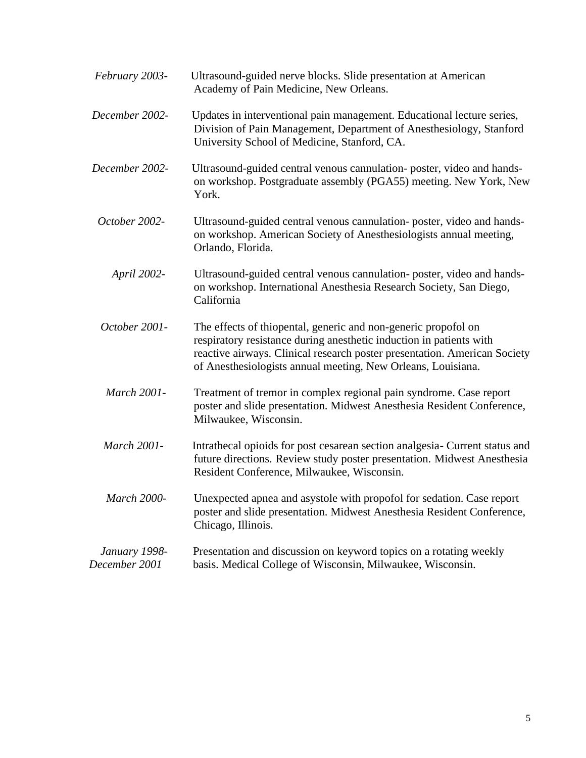*February 2003-* Ultrasound-guided nerve blocks. Slide presentation at American Academy of Pain Medicine, New Orleans.

*December 2002-* Updates in interventional pain management. Educational lecture series, Division of Pain Management, Department of Anesthesiology, Stanford University School of Medicine, Stanford, CA.

*December 2002-* Ultrasound-guided central venous cannulation- poster, video and hands-on workshop. Postgraduate assembly (PGA55) meeting. New York, New York.

*October 2002-* Ultrasound-guided central venous cannulation- poster, video and hands-on workshop. American Society of Anesthesiologists annual meeting, Orlando, Florida.

*April 2002-* Ultrasound-guided central venous cannulation- poster, video and hands-on workshop. International Anesthesia Research Society, San Diego, California

*October 2001-* The effects of thiopental, generic and non-generic propofol on respiratory resistance during anesthetic induction in patients with reactive airways. Clinical research poster presentation. American Society of Anesthesiologists annual meeting, New Orleans, Louisiana.

*March 2001-* Treatment of tremor in complex regional pain syndrome. Case report poster and slide presentation. Midwest Anesthesia Resident Conference, Milwaukee, Wisconsin.

*March 2001-* Intrathecal opioids for post cesarean section analgesia- Current status and future directions. Review study poster presentation. Midwest Anesthesia Resident Conference, Milwaukee, Wisconsin.

*March 2000-* Unexpected apnea and asystole with propofol for sedation. Case report poster and slide presentation. Midwest Anesthesia Resident Conference, Chicago, Illinois.

*January 1998- December 2001* Presentation and discussion on keyword topics on a rotating weekly basis. Medical College of Wisconsin, Milwaukee, Wisconsin.